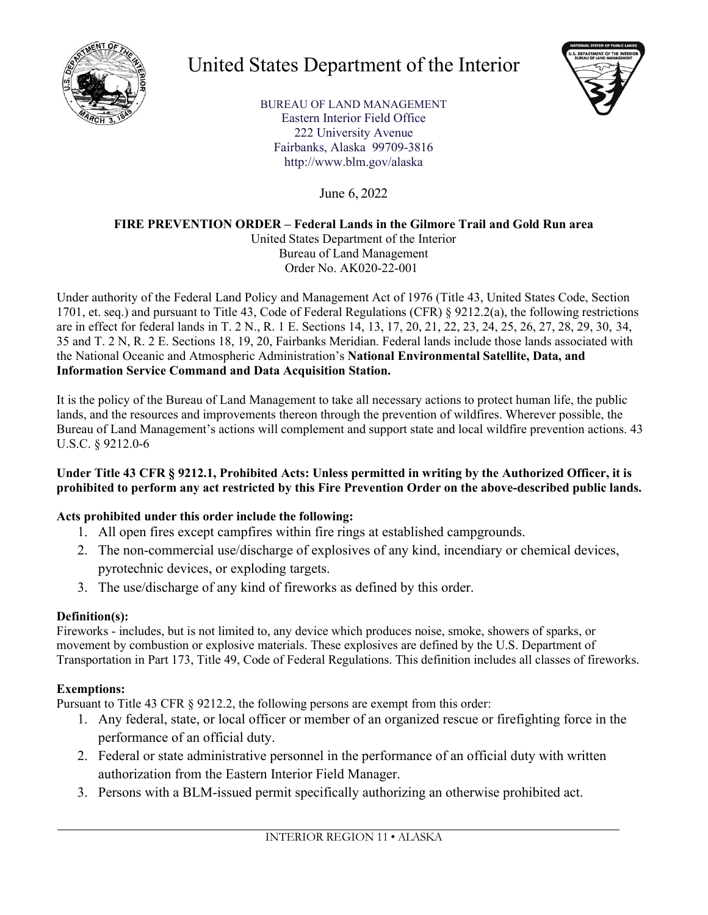# United States Department of the Interior

BUREAU OF LAND MANAGEMENT
Eastern Interior Field Office
222 University Avenue
Fairbanks, Alaska 99709-3816
http://www.blm.gov/alaska

June 6, 2022

**FIRE PREVENTION ORDER – Federal Lands in the Gilmore Trail and Gold Run area**
United States Department of the Interior
Bureau of Land Management
Order No. AK020-22-001

Under authority of the Federal Land Policy and Management Act of 1976 (Title 43, United States Code, Section 1701, et. seq.) and pursuant to Title 43, Code of Federal Regulations (CFR) § 9212.2(a), the following restrictions are in effect for federal lands in T. 2 N., R. 1 E. Sections 14, 13, 17, 20, 21, 22, 23, 24, 25, 26, 27, 28, 29, 30, 34, 35 and T. 2 N, R. 2 E. Sections 18, 19, 20, Fairbanks Meridian. Federal lands include those lands associated with the National Oceanic and Atmospheric Administration's **National Environmental Satellite, Data, and Information Service Command and Data Acquisition Station.**

It is the policy of the Bureau of Land Management to take all necessary actions to protect human life, the public lands, and the resources and improvements thereon through the prevention of wildfires. Wherever possible, the Bureau of Land Management's actions will complement and support state and local wildfire prevention actions. 43 U.S.C. § 9212.0-6

**Under Title 43 CFR § 9212.1, Prohibited Acts: Unless permitted in writing by the Authorized Officer, it is prohibited to perform any act restricted by this Fire Prevention Order on the above-described public lands.**

**Acts prohibited under this order include the following:**

1. All open fires except campfires within fire rings at established campgrounds.
2. The non-commercial use/discharge of explosives of any kind, incendiary or chemical devices, pyrotechnic devices, or exploding targets.
3. The use/discharge of any kind of fireworks as defined by this order.

**Definition(s):**
Fireworks - includes, but is not limited to, any device which produces noise, smoke, showers of sparks, or movement by combustion or explosive materials. These explosives are defined by the U.S. Department of Transportation in Part 173, Title 49, Code of Federal Regulations. This definition includes all classes of fireworks.

**Exemptions:**
Pursuant to Title 43 CFR § 9212.2, the following persons are exempt from this order:

1. Any federal, state, or local officer or member of an organized rescue or firefighting force in the performance of an official duty.
2. Federal or state administrative personnel in the performance of an official duty with written authorization from the Eastern Interior Field Manager.
3. Persons with a BLM-issued permit specifically authorizing an otherwise prohibited act.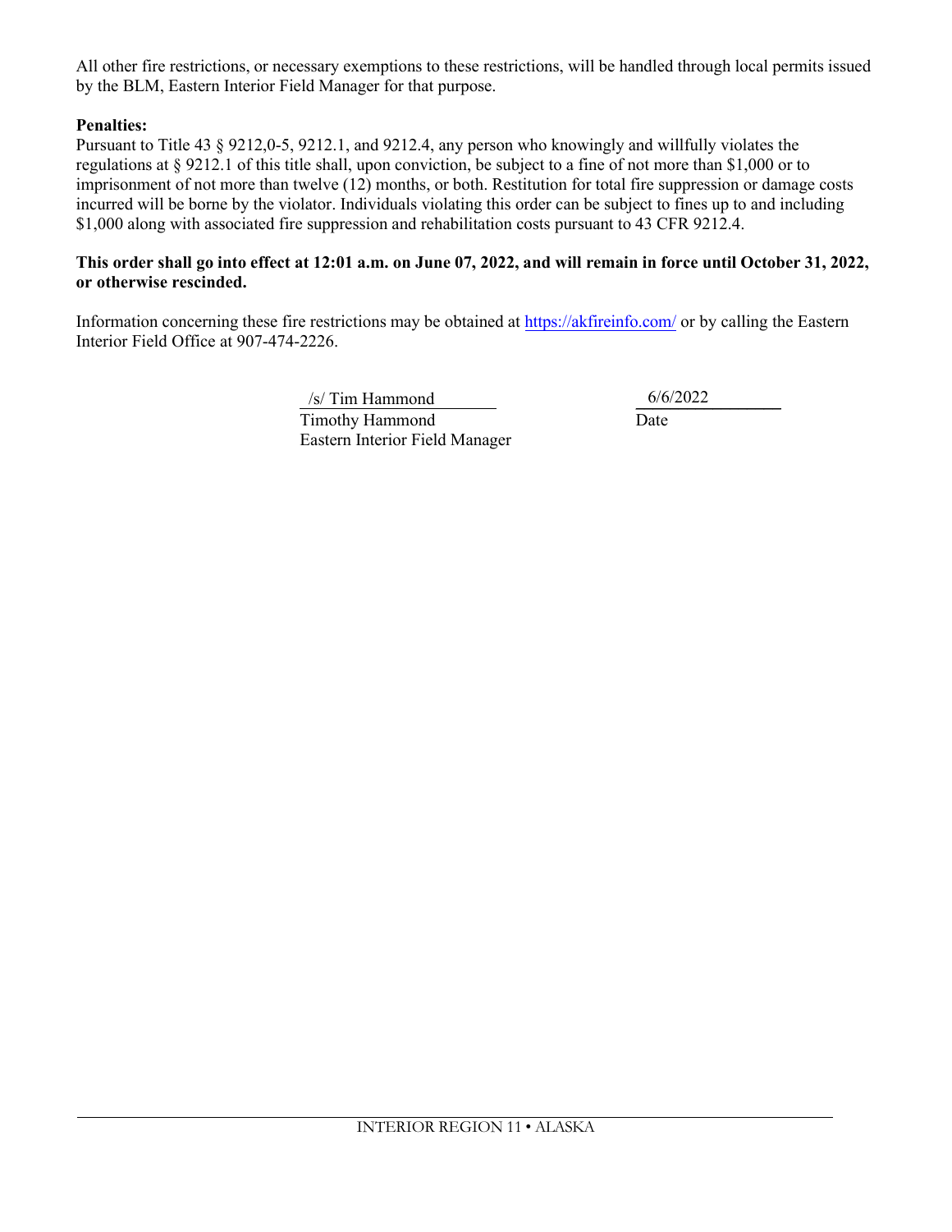All other fire restrictions, or necessary exemptions to these restrictions, will be handled through local permits issued by the BLM, Eastern Interior Field Manager for that purpose.

**Penalties:**
Pursuant to Title 43 § 9212,0-5, 9212.1, and 9212.4, any person who knowingly and willfully violates the regulations at § 9212.1 of this title shall, upon conviction, be subject to a fine of not more than $1,000 or to imprisonment of not more than twelve (12) months, or both. Restitution for total fire suppression or damage costs incurred will be borne by the violator. Individuals violating this order can be subject to fines up to and including $1,000 along with associated fire suppression and rehabilitation costs pursuant to 43 CFR 9212.4.

**This order shall go into effect at 12:01 a.m. on June 07, 2022, and will remain in force until October 31, 2022, or otherwise rescinded.**

Information concerning these fire restrictions may be obtained at [https://akfireinfo.com/](https://akfireinfo.com/) or by calling the Eastern Interior Field Office at 907-474-2226.

/s/ Tim Hammond
Timothy Hammond
Eastern Interior Field Manager

6/6/2022
Date